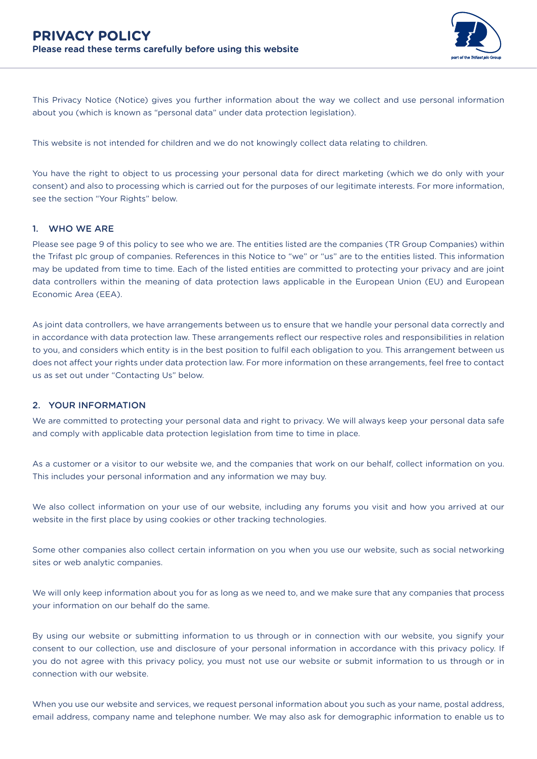# PRIVACY POLICY

**Please read these terms carefully before using this website**

This Privacy Notice (Notice) gives you further information about the way we collect and use personal information about you (which is known as "personal data" under data protection legislation).

This website is not intended for children and we do not knowingly collect data relating to children.

You have the right to object to us processing your personal data for direct marketing (which we do only with your consent) and also to processing which is carried out for the purposes of our legitimate interests. For more information, see the section "Your Rights" below.

## 1. WHO WE ARE

Please see page 9 of this policy to see who we are. The entities listed are the companies (TR Group Companies) within the Trifast plc group of companies. References in this Notice to "we" or "us" are to the entities listed. This information may be updated from time to time. Each of the listed entities are committed to protecting your privacy and are joint data controllers within the meaning of data protection laws applicable in the European Union (EU) and European Economic Area (EEA).

As joint data controllers, we have arrangements between us to ensure that we handle your personal data correctly and in accordance with data protection law. These arrangements reflect our respective roles and responsibilities in relation to you, and considers which entity is in the best position to fulfil each obligation to you. This arrangement between us does not affect your rights under data protection law. For more information on these arrangements, feel free to contact us as set out under "Contacting Us" below.

## 2. YOUR INFORMATION

We are committed to protecting your personal data and right to privacy. We will always keep your personal data safe and comply with applicable data protection legislation from time to time in place.

As a customer or a visitor to our website we, and the companies that work on our behalf, collect information on you. This includes your personal information and any information we may buy.

We also collect information on your use of our website, including any forums you visit and how you arrived at our website in the first place by using cookies or other tracking technologies.

Some other companies also collect certain information on you when you use our website, such as social networking sites or web analytic companies.

We will only keep information about you for as long as we need to, and we make sure that any companies that process your information on our behalf do the same.

By using our website or submitting information to us through or in connection with our website, you signify your consent to our collection, use and disclosure of your personal information in accordance with this privacy policy. If you do not agree with this privacy policy, you must not use our website or submit information to us through or in connection with our website.

When you use our website and services, we request personal information about you such as your name, postal address, email address, company name and telephone number. We may also ask for demographic information to enable us to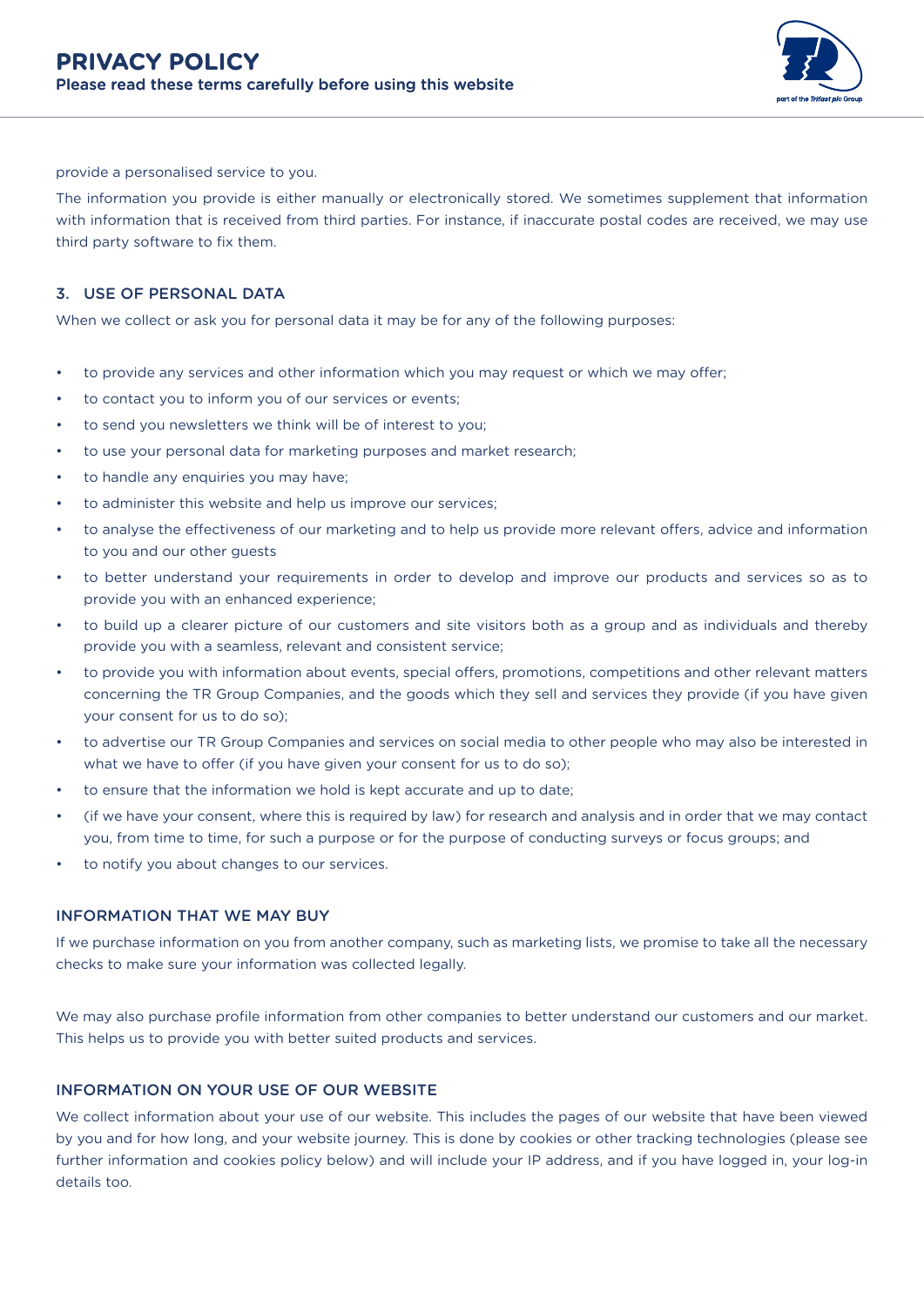provide a personalised service to you.

The information you provide is either manually or electronically stored. We sometimes supplement that information with information that is received from third parties. For instance, if inaccurate postal codes are received, we may use third party software to fix them.

## 3. USE OF PERSONAL DATA

When we collect or ask you for personal data it may be for any of the following purposes:

- to provide any services and other information which you may request or which we may offer;
- to contact you to inform you of our services or events;
- to send you newsletters we think will be of interest to you;
- to use your personal data for marketing purposes and market research;
- to handle any enquiries you may have;
- to administer this website and help us improve our services;
- to analyse the effectiveness of our marketing and to help us provide more relevant offers, advice and information to you and our other guests
- to better understand your requirements in order to develop and improve our products and services so as to provide you with an enhanced experience;
- to build up a clearer picture of our customers and site visitors both as a group and as individuals and thereby provide you with a seamless, relevant and consistent service;
- to provide you with information about events, special offers, promotions, competitions and other relevant matters concerning the TR Group Companies, and the goods which they sell and services they provide (if you have given your consent for us to do so);
- to advertise our TR Group Companies and services on social media to other people who may also be interested in what we have to offer (if you have given your consent for us to do so);
- to ensure that the information we hold is kept accurate and up to date;
- (if we have your consent, where this is required by law) for research and analysis and in order that we may contact you, from time to time, for such a purpose or for the purpose of conducting surveys or focus groups; and
- to notify you about changes to our services.

### INFORMATION THAT WE MAY BUY

If we purchase information on you from another company, such as marketing lists, we promise to take all the necessary checks to make sure your information was collected legally.

We may also purchase profile information from other companies to better understand our customers and our market. This helps us to provide you with better suited products and services.

### INFORMATION ON YOUR USE OF OUR WEBSITE

We collect information about your use of our website. This includes the pages of our website that have been viewed by you and for how long, and your website journey. This is done by cookies or other tracking technologies (please see further information and cookies policy below) and will include your IP address, and if you have logged in, your log-in details too.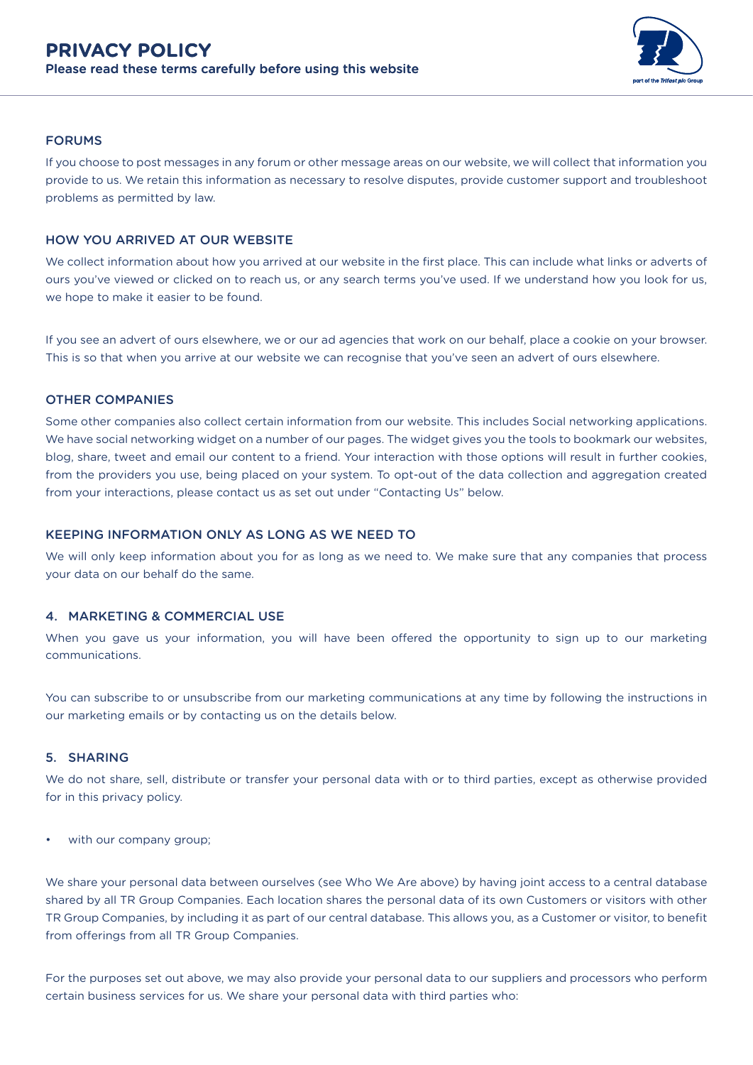### FORUMS

If you choose to post messages in any forum or other message areas on our website, we will collect that information you provide to us. We retain this information as necessary to resolve disputes, provide customer support and troubleshoot problems as permitted by law.

### HOW YOU ARRIVED AT OUR WEBSITE

We collect information about how you arrived at our website in the first place. This can include what links or adverts of ours you've viewed or clicked on to reach us, or any search terms you've used. If we understand how you look for us, we hope to make it easier to be found.

If you see an advert of ours elsewhere, we or our ad agencies that work on our behalf, place a cookie on your browser. This is so that when you arrive at our website we can recognise that you've seen an advert of ours elsewhere.

### OTHER COMPANIES

Some other companies also collect certain information from our website. This includes Social networking applications. We have social networking widget on a number of our pages. The widget gives you the tools to bookmark our websites, blog, share, tweet and email our content to a friend. Your interaction with those options will result in further cookies, from the providers you use, being placed on your system. To opt-out of the data collection and aggregation created from your interactions, please contact us as set out under "Contacting Us" below.

### KEEPING INFORMATION ONLY AS LONG AS WE NEED TO

We will only keep information about you for as long as we need to. We make sure that any companies that process your data on our behalf do the same.

## 4. MARKETING & COMMERCIAL USE

When you gave us your information, you will have been offered the opportunity to sign up to our marketing communications.

You can subscribe to or unsubscribe from our marketing communications at any time by following the instructions in our marketing emails or by contacting us on the details below.

## 5. SHARING

We do not share, sell, distribute or transfer your personal data with or to third parties, except as otherwise provided for in this privacy policy.

- with our company group;

We share your personal data between ourselves (see Who We Are above) by having joint access to a central database shared by all TR Group Companies. Each location shares the personal data of its own Customers or visitors with other TR Group Companies, by including it as part of our central database. This allows you, as a Customer or visitor, to benefit from offerings from all TR Group Companies.

For the purposes set out above, we may also provide your personal data to our suppliers and processors who perform certain business services for us. We share your personal data with third parties who: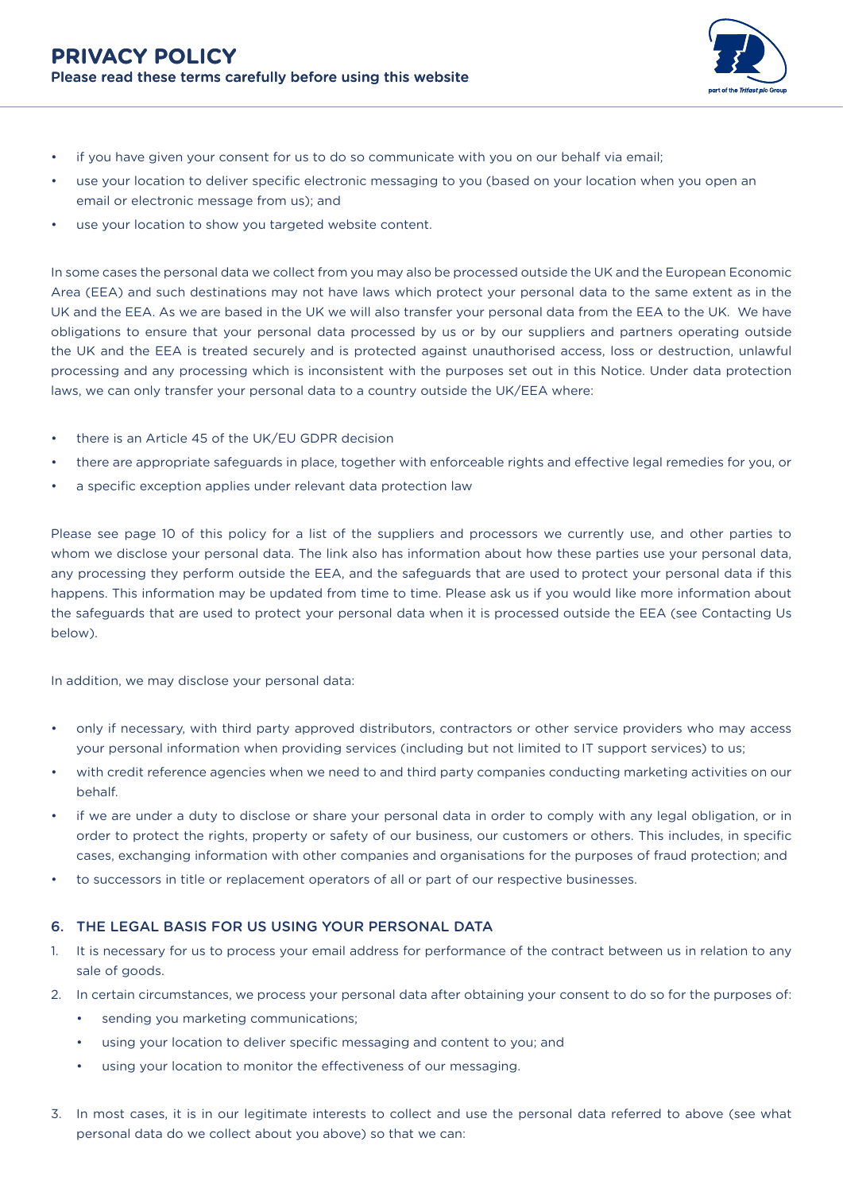- if you have given your consent for us to do so communicate with you on our behalf via email;
- use your location to deliver specific electronic messaging to you (based on your location when you open an email or electronic message from us); and
- use your location to show you targeted website content.

In some cases the personal data we collect from you may also be processed outside the UK and the European Economic Area (EEA) and such destinations may not have laws which protect your personal data to the same extent as in the UK and the EEA. As we are based in the UK we will also transfer your personal data from the EEA to the UK. We have obligations to ensure that your personal data processed by us or by our suppliers and partners operating outside the UK and the EEA is treated securely and is protected against unauthorised access, loss or destruction, unlawful processing and any processing which is inconsistent with the purposes set out in this Notice. Under data protection laws, we can only transfer your personal data to a country outside the UK/EEA where:

- there is an Article 45 of the UK/EU GDPR decision
- there are appropriate safeguards in place, together with enforceable rights and effective legal remedies for you, or
- a specific exception applies under relevant data protection law

Please see page 10 of this policy for a list of the suppliers and processors we currently use, and other parties to whom we disclose your personal data. The link also has information about how these parties use your personal data, any processing they perform outside the EEA, and the safeguards that are used to protect your personal data if this happens. This information may be updated from time to time. Please ask us if you would like more information about the safeguards that are used to protect your personal data when it is processed outside the EEA (see Contacting Us below).

In addition, we may disclose your personal data:

- only if necessary, with third party approved distributors, contractors or other service providers who may access your personal information when providing services (including but not limited to IT support services) to us;
- with credit reference agencies when we need to and third party companies conducting marketing activities on our behalf.
- if we are under a duty to disclose or share your personal data in order to comply with any legal obligation, or in order to protect the rights, property or safety of our business, our customers or others. This includes, in specific cases, exchanging information with other companies and organisations for the purposes of fraud protection; and
- to successors in title or replacement operators of all or part of our respective businesses.

## 6. THE LEGAL BASIS FOR US USING YOUR PERSONAL DATA

1. It is necessary for us to process your email address for performance of the contract between us in relation to any sale of goods.
2. In certain circumstances, we process your personal data after obtaining your consent to do so for the purposes of:
   - sending you marketing communications;
   - using your location to deliver specific messaging and content to you; and
   - using your location to monitor the effectiveness of our messaging.
3. In most cases, it is in our legitimate interests to collect and use the personal data referred to above (see what personal data do we collect about you above) so that we can: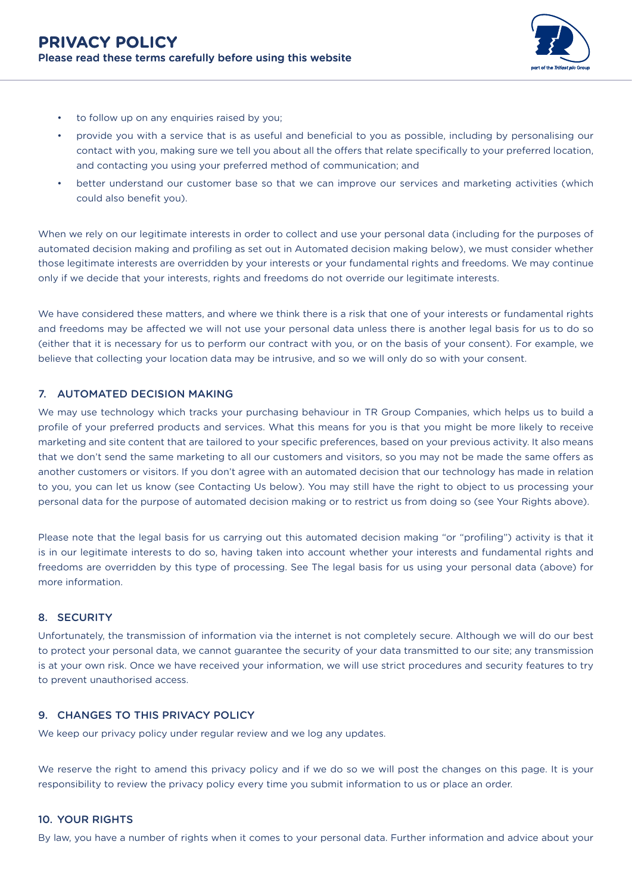- to follow up on any enquiries raised by you;
- provide you with a service that is as useful and beneficial to you as possible, including by personalising our contact with you, making sure we tell you about all the offers that relate specifically to your preferred location, and contacting you using your preferred method of communication; and
- better understand our customer base so that we can improve our services and marketing activities (which could also benefit you).

When we rely on our legitimate interests in order to collect and use your personal data (including for the purposes of automated decision making and profiling as set out in Automated decision making below), we must consider whether those legitimate interests are overridden by your interests or your fundamental rights and freedoms. We may continue only if we decide that your interests, rights and freedoms do not override our legitimate interests.

We have considered these matters, and where we think there is a risk that one of your interests or fundamental rights and freedoms may be affected we will not use your personal data unless there is another legal basis for us to do so (either that it is necessary for us to perform our contract with you, or on the basis of your consent). For example, we believe that collecting your location data may be intrusive, and so we will only do so with your consent.

## 7. AUTOMATED DECISION MAKING

We may use technology which tracks your purchasing behaviour in TR Group Companies, which helps us to build a profile of your preferred products and services. What this means for you is that you might be more likely to receive marketing and site content that are tailored to your specific preferences, based on your previous activity. It also means that we don't send the same marketing to all our customers and visitors, so you may not be made the same offers as another customers or visitors. If you don't agree with an automated decision that our technology has made in relation to you, you can let us know (see Contacting Us below). You may still have the right to object to us processing your personal data for the purpose of automated decision making or to restrict us from doing so (see Your Rights above).

Please note that the legal basis for us carrying out this automated decision making "or "profiling") activity is that it is in our legitimate interests to do so, having taken into account whether your interests and fundamental rights and freedoms are overridden by this type of processing. See The legal basis for us using your personal data (above) for more information.

## 8. SECURITY

Unfortunately, the transmission of information via the internet is not completely secure. Although we will do our best to protect your personal data, we cannot guarantee the security of your data transmitted to our site; any transmission is at your own risk. Once we have received your information, we will use strict procedures and security features to try to prevent unauthorised access.

## 9. CHANGES TO THIS PRIVACY POLICY

We keep our privacy policy under regular review and we log any updates.

We reserve the right to amend this privacy policy and if we do so we will post the changes on this page. It is your responsibility to review the privacy policy every time you submit information to us or place an order.

## 10. YOUR RIGHTS

By law, you have a number of rights when it comes to your personal data. Further information and advice about your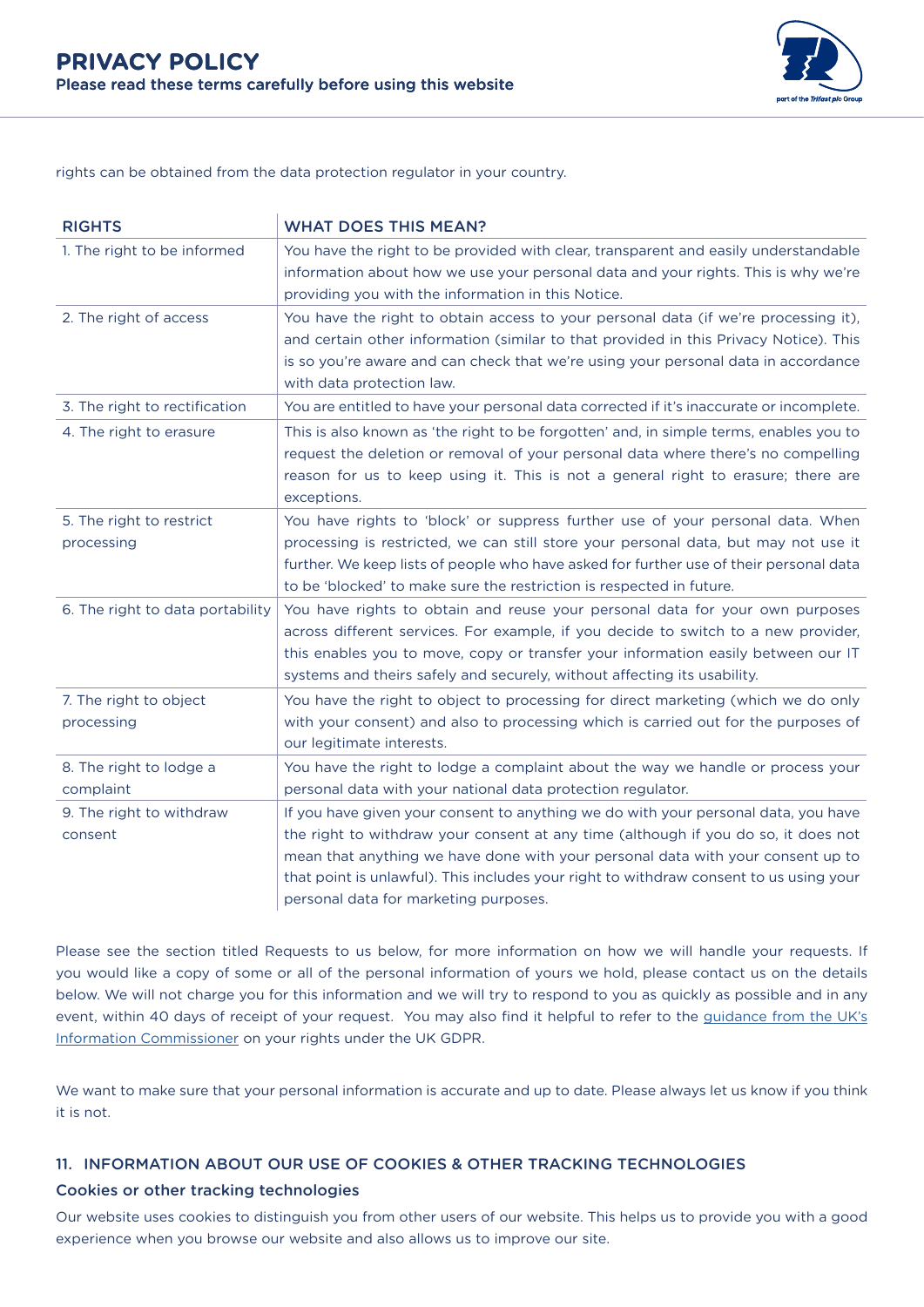rights can be obtained from the data protection regulator in your country.

| RIGHTS | WHAT DOES THIS MEAN? |
|---|---|
| 1. The right to be informed | You have the right to be provided with clear, transparent and easily understandable information about how we use your personal data and your rights. This is why we're providing you with the information in this Notice. |
| 2. The right of access | You have the right to obtain access to your personal data (if we're processing it), and certain other information (similar to that provided in this Privacy Notice). This is so you're aware and can check that we're using your personal data in accordance with data protection law. |
| 3. The right to rectification | You are entitled to have your personal data corrected if it's inaccurate or incomplete. |
| 4. The right to erasure | This is also known as 'the right to be forgotten' and, in simple terms, enables you to request the deletion or removal of your personal data where there's no compelling reason for us to keep using it. This is not a general right to erasure; there are exceptions. |
| 5. The right to restrict processing | You have rights to 'block' or suppress further use of your personal data. When processing is restricted, we can still store your personal data, but may not use it further. We keep lists of people who have asked for further use of their personal data to be 'blocked' to make sure the restriction is respected in future. |
| 6. The right to data portability | You have rights to obtain and reuse your personal data for your own purposes across different services. For example, if you decide to switch to a new provider, this enables you to move, copy or transfer your information easily between our IT systems and theirs safely and securely, without affecting its usability. |
| 7. The right to object processing | You have the right to object to processing for direct marketing (which we do only with your consent) and also to processing which is carried out for the purposes of our legitimate interests. |
| 8. The right to lodge a complaint | You have the right to lodge a complaint about the way we handle or process your personal data with your national data protection regulator. |
| 9. The right to withdraw consent | If you have given your consent to anything we do with your personal data, you have the right to withdraw your consent at any time (although if you do so, it does not mean that anything we have done with your personal data with your consent up to that point is unlawful). This includes your right to withdraw consent to us using your personal data for marketing purposes. |

Please see the section titled Requests to us below, for more information on how we will handle your requests. If you would like a copy of some or all of the personal information of yours we hold, please contact us on the details below. We will not charge you for this information and we will try to respond to you as quickly as possible and in any event, within 40 days of receipt of your request. You may also find it helpful to refer to the guidance from the UK's Information Commissioner on your rights under the UK GDPR.

We want to make sure that your personal information is accurate and up to date. Please always let us know if you think it is not.

## 11. INFORMATION ABOUT OUR USE OF COOKIES & OTHER TRACKING TECHNOLOGIES

### Cookies or other tracking technologies

Our website uses cookies to distinguish you from other users of our website. This helps us to provide you with a good experience when you browse our website and also allows us to improve our site.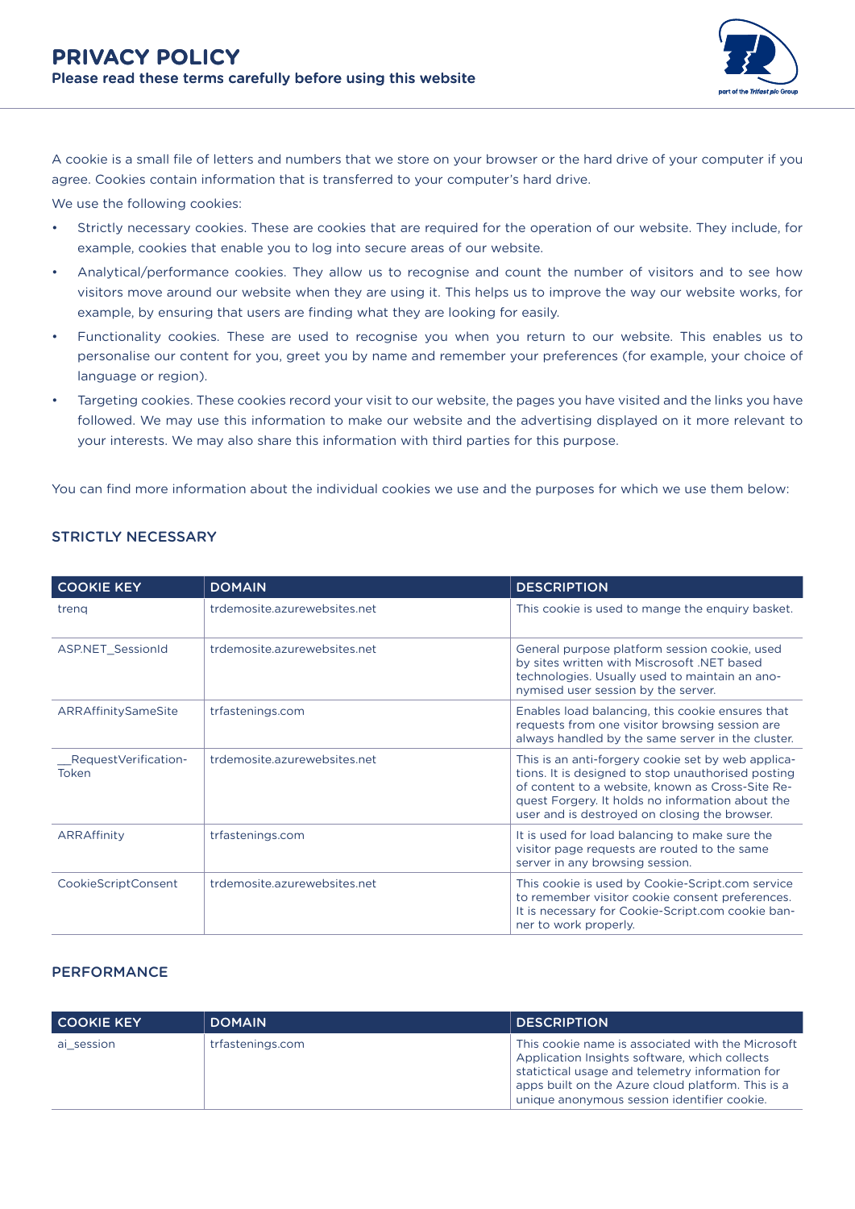A cookie is a small file of letters and numbers that we store on your browser or the hard drive of your computer if you agree. Cookies contain information that is transferred to your computer's hard drive.

We use the following cookies:

- Strictly necessary cookies. These are cookies that are required for the operation of our website. They include, for example, cookies that enable you to log into secure areas of our website.
- Analytical/performance cookies. They allow us to recognise and count the number of visitors and to see how visitors move around our website when they are using it. This helps us to improve the way our website works, for example, by ensuring that users are finding what they are looking for easily.
- Functionality cookies. These are used to recognise you when you return to our website. This enables us to personalise our content for you, greet you by name and remember your preferences (for example, your choice of language or region).
- Targeting cookies. These cookies record your visit to our website, the pages you have visited and the links you have followed. We may use this information to make our website and the advertising displayed on it more relevant to your interests. We may also share this information with third parties for this purpose.

You can find more information about the individual cookies we use and the purposes for which we use them below:

### STRICTLY NECESSARY

| COOKIE KEY | DOMAIN | DESCRIPTION |
|---|---|---|
| trenq | trdemosite.azurewebsites.net | This cookie is used to mange the enquiry basket. |
| ASP.NET_SessionId | trdemosite.azurewebsites.net | General purpose platform session cookie, used by sites written with Miscrosoft .NET based technologies. Usually used to maintain an anonymised user session by the server. |
| ARRAffinitySameSite | trfastenings.com | Enables load balancing, this cookie ensures that requests from one visitor browsing session are always handled by the same server in the cluster. |
| __RequestVerificationToken | trdemosite.azurewebsites.net | This is an anti-forgery cookie set by web applications. It is designed to stop unauthorised posting of content to a website, known as Cross-Site Request Forgery. It holds no information about the user and is destroyed on closing the browser. |
| ARRAffinity | trfastenings.com | It is used for load balancing to make sure the visitor page requests are routed to the same server in any browsing session. |
| CookieScriptConsent | trdemosite.azurewebsites.net | This cookie is used by Cookie-Script.com service to remember visitor cookie consent preferences. It is necessary for Cookie-Script.com cookie banner to work properly. |

### PERFORMANCE

| COOKIE KEY | DOMAIN | DESCRIPTION |
|---|---|---|
| ai_session | trfastenings.com | This cookie name is associated with the Microsoft Application Insights software, which collects statictical usage and telemetry information for apps built on the Azure cloud platform. This is a unique anonymous session identifier cookie. |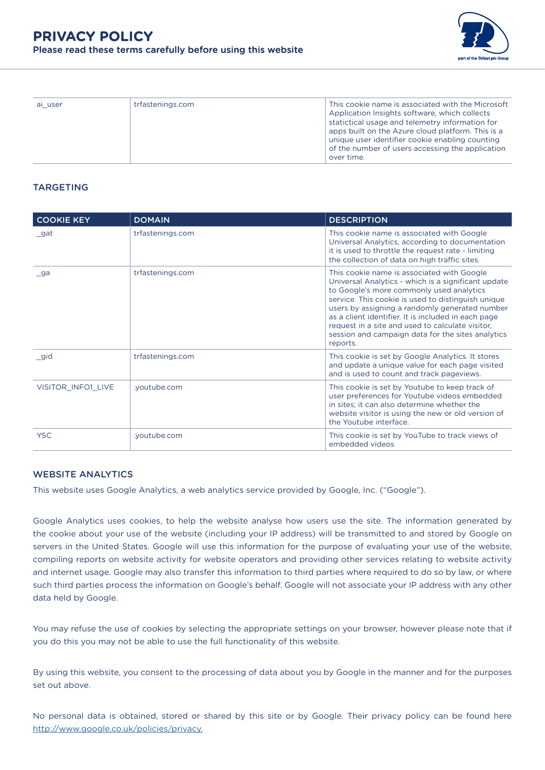| ai_user | trfastenings.com | This cookie name is associated with the Microsoft Application Insights software, which collects statictical usage and telemetry information for apps built on the Azure cloud platform. This is a unique user identifier cookie enabling counting of the number of users accessing the application over time. |
|---|---|---|

### TARGETING

| COOKIE KEY | DOMAIN | DESCRIPTION |
|---|---|---|
| _gat | trfastenings.com | This cookie name is associated with Google Universal Analytics, according to documentation it is used to throttle the request rate - limiting the collection of data on high traffic sites. |
| _ga | trfastenings.com | This cookie name is associated with Google Universal Analytics - which is a significant update to Google's more commonly used analytics service. This cookie is used to distinguish unique users by assigning a randomly generated number as a client identifier. It is included in each page request in a site and used to calculate visitor, session and campaign data for the sites analytics reports. |
| _gid | trfastenings.com | This cookie is set by Google Analytics. It stores and update a unique value for each page visited and is used to count and track pageviews. |
| VISITOR_INFO1_LIVE | .youtube.com | This cookie is set by Youtube to keep track of user preferences for Youtube videos embedded in sites; it can also determine whether the website visitor is using the new or old version of the Youtube interface. |
| YSC | .youtube.com | This cookie is set by YouTube to track views of embedded videos |

### WEBSITE ANALYTICS

This website uses Google Analytics, a web analytics service provided by Google, Inc. ("Google").

Google Analytics uses cookies, to help the website analyse how users use the site. The information generated by the cookie about your use of the website (including your IP address) will be transmitted to and stored by Google on servers in the United States. Google will use this information for the purpose of evaluating your use of the website, compiling reports on website activity for website operators and providing other services relating to website activity and internet usage. Google may also transfer this information to third parties where required to do so by law, or where such third parties process the information on Google's behalf. Google will not associate your IP address with any other data held by Google.

You may refuse the use of cookies by selecting the appropriate settings on your browser, however please note that if you do this you may not be able to use the full functionality of this website.

By using this website, you consent to the processing of data about you by Google in the manner and for the purposes set out above.

No personal data is obtained, stored or shared by this site or by Google. Their privacy policy can be found here http://www.google.co.uk/policies/privacy.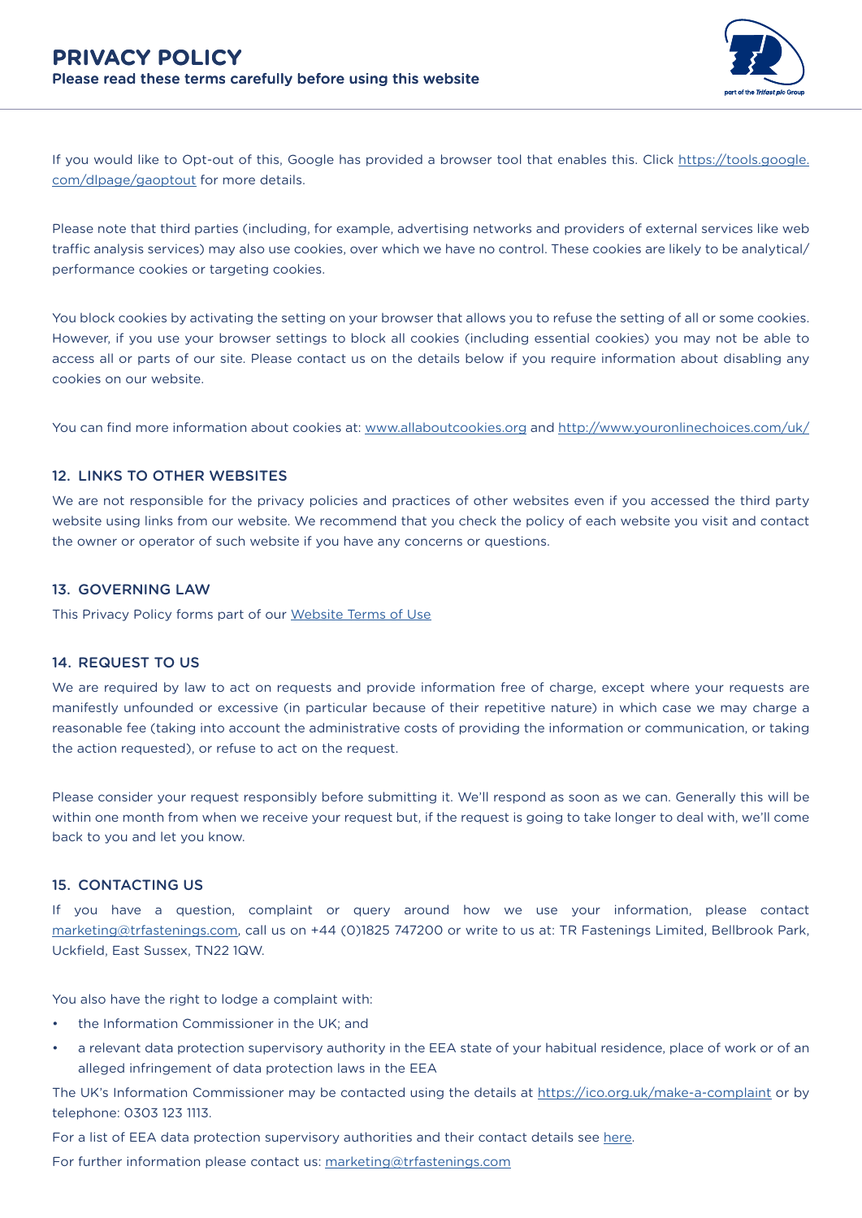If you would like to Opt-out of this, Google has provided a browser tool that enables this. Click [https://tools.google.com/dlpage/gaoptout](https://tools.google.com/dlpage/gaoptout) for more details.

Please note that third parties (including, for example, advertising networks and providers of external services like web traffic analysis services) may also use cookies, over which we have no control. These cookies are likely to be analytical/performance cookies or targeting cookies.

You block cookies by activating the setting on your browser that allows you to refuse the setting of all or some cookies. However, if you use your browser settings to block all cookies (including essential cookies) you may not be able to access all or parts of our site. Please contact us on the details below if you require information about disabling any cookies on our website.

You can find more information about cookies at: [www.allaboutcookies.org](http://www.allaboutcookies.org) and [http://www.youronlinechoices.com/uk/](http://www.youronlinechoices.com/uk/)

## 12. LINKS TO OTHER WEBSITES

We are not responsible for the privacy policies and practices of other websites even if you accessed the third party website using links from our website. We recommend that you check the policy of each website you visit and contact the owner or operator of such website if you have any concerns or questions.

## 13. GOVERNING LAW

This Privacy Policy forms part of our Website Terms of Use

## 14. REQUEST TO US

We are required by law to act on requests and provide information free of charge, except where your requests are manifestly unfounded or excessive (in particular because of their repetitive nature) in which case we may charge a reasonable fee (taking into account the administrative costs of providing the information or communication, or taking the action requested), or refuse to act on the request.

Please consider your request responsibly before submitting it. We'll respond as soon as we can. Generally this will be within one month from when we receive your request but, if the request is going to take longer to deal with, we'll come back to you and let you know.

## 15. CONTACTING US

If you have a question, complaint or query around how we use your information, please contact [marketing@trfastenings.com](mailto:marketing@trfastenings.com), call us on +44 (0)1825 747200 or write to us at: TR Fastenings Limited, Bellbrook Park, Uckfield, East Sussex, TN22 1QW.

You also have the right to lodge a complaint with:

- the Information Commissioner in the UK; and
- a relevant data protection supervisory authority in the EEA state of your habitual residence, place of work or of an alleged infringement of data protection laws in the EEA

The UK's Information Commissioner may be contacted using the details at [https://ico.org.uk/make-a-complaint](https://ico.org.uk/make-a-complaint) or by telephone: 0303 123 1113.

For a list of EEA data protection supervisory authorities and their contact details see here.

For further information please contact us: [marketing@trfastenings.com](mailto:marketing@trfastenings.com)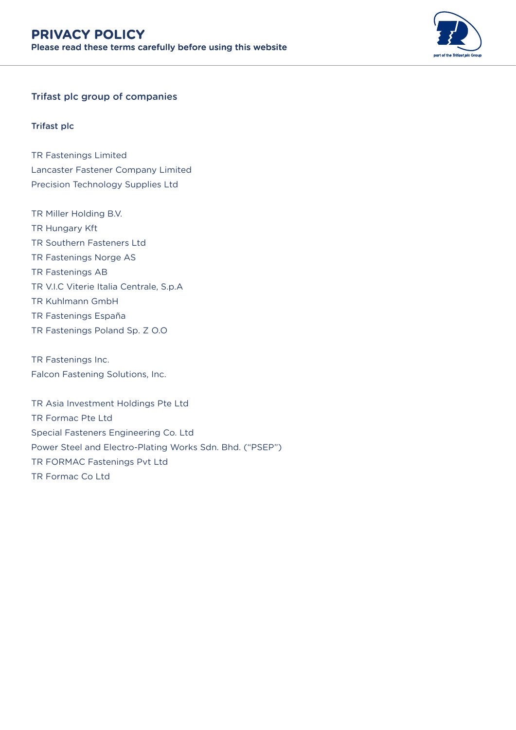## Trifast plc group of companies

**Trifast plc**

TR Fastenings Limited
Lancaster Fastener Company Limited
Precision Technology Supplies Ltd

TR Miller Holding B.V.
TR Hungary Kft
TR Southern Fasteners Ltd
TR Fastenings Norge AS
TR Fastenings AB
TR V.I.C Viterie Italia Centrale, S.p.A
TR Kuhlmann GmbH
TR Fastenings España
TR Fastenings Poland Sp. Z O.O

TR Fastenings Inc.
Falcon Fastening Solutions, Inc.

TR Asia Investment Holdings Pte Ltd
TR Formac Pte Ltd
Special Fasteners Engineering Co. Ltd
Power Steel and Electro-Plating Works Sdn. Bhd. ("PSEP")
TR FORMAC Fastenings Pvt Ltd
TR Formac Co Ltd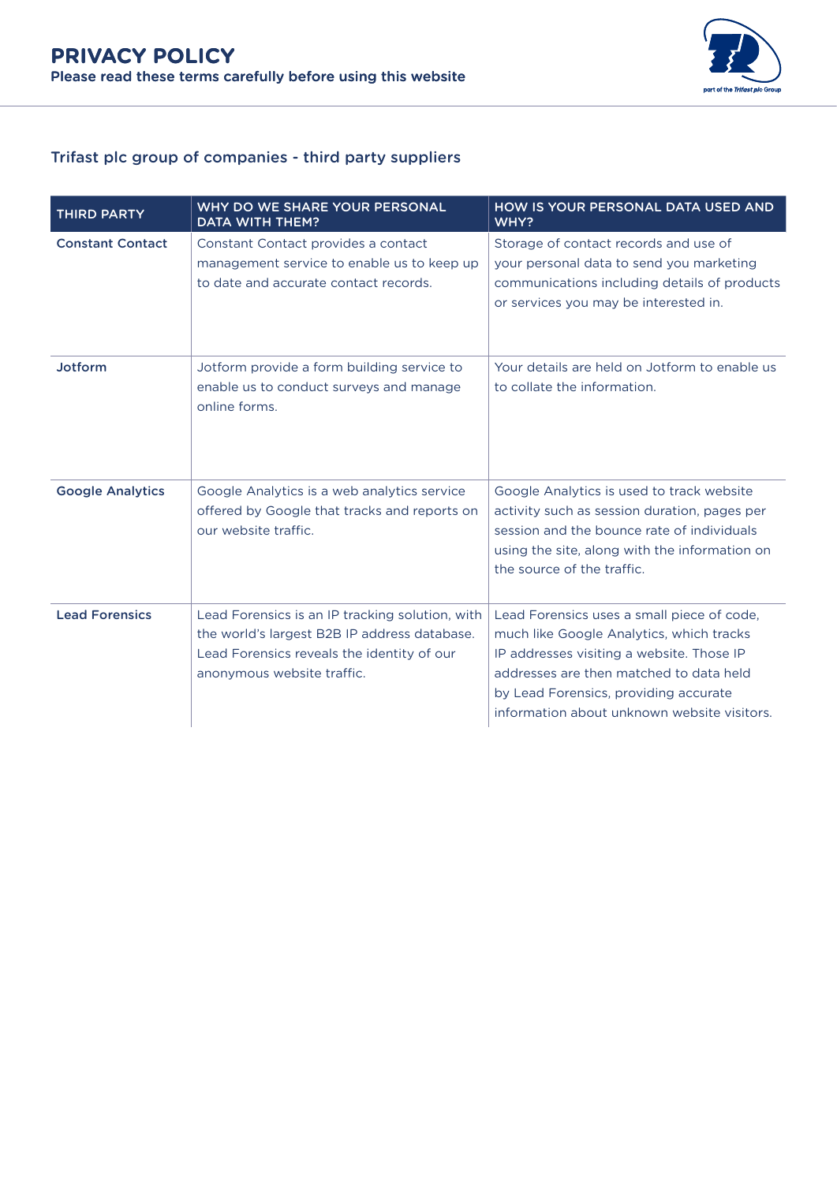# PRIVACY POLICY

Please read these terms carefully before using this website

## Trifast plc group of companies - third party suppliers

| THIRD PARTY | WHY DO WE SHARE YOUR PERSONAL DATA WITH THEM? | HOW IS YOUR PERSONAL DATA USED AND WHY? |
|---|---|---|
| **Constant Contact** | Constant Contact provides a contact management service to enable us to keep up to date and accurate contact records. | Storage of contact records and use of your personal data to send you marketing communications including details of products or services you may be interested in. |
| **Jotform** | Jotform provide a form building service to enable us to conduct surveys and manage online forms. | Your details are held on Jotform to enable us to collate the information. |
| **Google Analytics** | Google Analytics is a web analytics service offered by Google that tracks and reports on our website traffic. | Google Analytics is used to track website activity such as session duration, pages per session and the bounce rate of individuals using the site, along with the information on the source of the traffic. |
| **Lead Forensics** | Lead Forensics is an IP tracking solution, with the world's largest B2B IP address database. Lead Forensics reveals the identity of our anonymous website traffic. | Lead Forensics uses a small piece of code, much like Google Analytics, which tracks IP addresses visiting a website. Those IP addresses are then matched to data held by Lead Forensics, providing accurate information about unknown website visitors. |